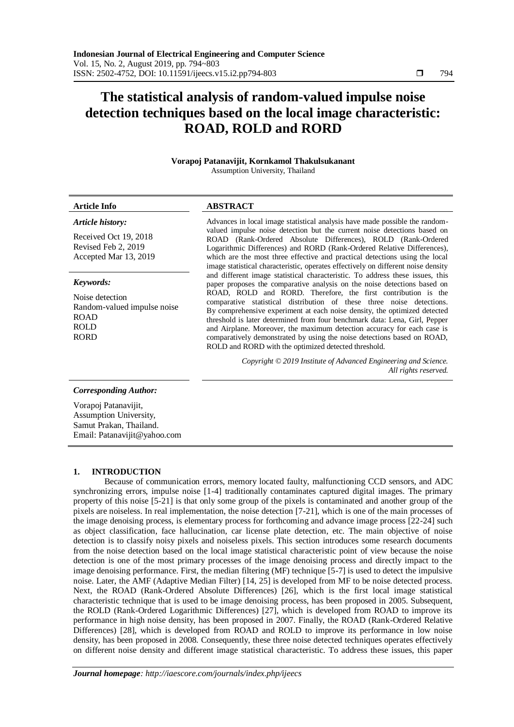# The statistical analysis of random-valued impulse noise detection techniques based on the local image characteristic: ROAD, ROLD and RORD

**Vorapoj Patanavijit, Kornkamol Thakulsukanant**

Assumption University, Thailand

**Article Info**

***Article history:***

Received Oct 19, 2018
Revised Feb 2, 2019
Accepted Mar 13, 2019

***Keywords:***

Noise detection
Random-valued impulse noise
ROAD
ROLD
RORD

**ABSTRACT**

Advances in local image statistical analysis have made possible the random-valued impulse noise detection but the current noise detections based on ROAD (Rank-Ordered Absolute Differences), ROLD (Rank-Ordered Logarithmic Differences) and RORD (Rank-Ordered Relative Differences), which are the most three effective and practical detections using the local image statistical characteristic, operates effectively on different noise density and different image statistical characteristic. To address these issues, this paper proposes the comparative analysis on the noise detections based on ROAD, ROLD and RORD. Therefore, the first contribution is the comparative statistical distribution of these three noise detections. By comprehensive experiment at each noise density, the optimized detected threshold is later determined from four benchmark data: Lena, Girl, Pepper and Airplane. Moreover, the maximum detection accuracy for each case is comparatively demonstrated by using the noise detections based on ROAD, ROLD and RORD with the optimized detected threshold.

*Copyright © 2019 Institute of Advanced Engineering and Science. All rights reserved.*

***Corresponding Author:***

Vorapoj Patanavijit,
Assumption University,
Samut Prakan, Thailand.
Email: Patanavijit@yahoo.com

## 1. INTRODUCTION

Because of communication errors, memory located faulty, malfunctioning CCD sensors, and ADC synchronizing errors, impulse noise [1-4] traditionally contaminates captured digital images. The primary property of this noise [5-21] is that only some group of the pixels is contaminated and another group of the pixels are noiseless. In real implementation, the noise detection [7-21], which is one of the main processes of the image denoising process, is elementary process for forthcoming and advance image process [22-24] such as object classification, face hallucination, car license plate detection, etc. The main objective of noise detection is to classify noisy pixels and noiseless pixels. This section introduces some research documents from the noise detection based on the local image statistical characteristic point of view because the noise detection is one of the most primary processes of the image denoising process and directly impact to the image denoising performance. First, the median filtering (MF) technique [5-7] is used to detect the impulsive noise. Later, the AMF (Adaptive Median Filter) [14, 25] is developed from MF to be noise detected process. Next, the ROAD (Rank-Ordered Absolute Differences) [26], which is the first local image statistical characteristic technique that is used to be image denoising process, has been proposed in 2005. Subsequent, the ROLD (Rank-Ordered Logarithmic Differences) [27], which is developed from ROAD to improve its performance in high noise density, has been proposed in 2007. Finally, the ROAD (Rank-Ordered Relative Differences) [28], which is developed from ROAD and ROLD to improve its performance in low noise density, has been proposed in 2008. Consequently, these three noise detected techniques operates effectively on different noise density and different image statistical characteristic. To address these issues, this paper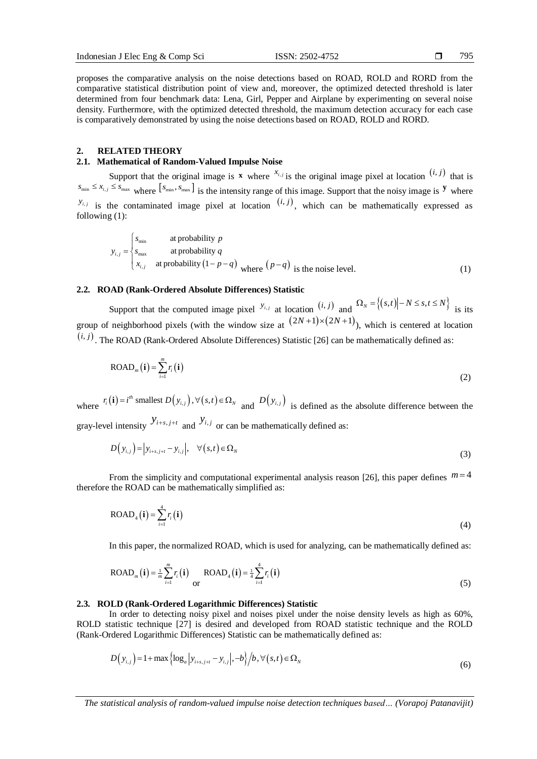proposes the comparative analysis on the noise detections based on ROAD, ROLD and RORD from the comparative statistical distribution point of view and, moreover, the optimized detected threshold is later determined from four benchmark data: Lena, Girl, Pepper and Airplane by experimenting on several noise density. Furthermore, with the optimized detected threshold, the maximum detection accuracy for each case is comparatively demonstrated by using the noise detections based on ROAD, ROLD and RORD.

## 2. RELATED THEORY

### 2.1. Mathematical of Random-Valued Impulse Noise

Support that the original image is $\mathbf{x}$ where $x_{i,j}$ is the original image pixel at location $(i,j)$ that is $s_{\min} \le x_{i,j} \le s_{\max}$ where $[s_{\min}, s_{\max}]$ is the intensity range of this image. Support that the noisy image is $\mathbf{y}$ where $y_{i,j}$ is the contaminated image pixel at location $(i,j)$, which can be mathematically expressed as following (1):

$$y_{i,j} = \begin{cases} s_{\min} & \text{at probability } p \\ s_{\max} & \text{at probability } q \\ x_{i,j} & \text{at probability } (1-p-q) \end{cases} \text{ where } (p-q) \text{ is the noise level.} \tag{1}$$

### 2.2. ROAD (Rank-Ordered Absolute Differences) Statistic

Support that the computed image pixel $y_{i,j}$ at location $(i,j)$ and $\Omega_N = \{(s,t) \mid -N \le s,t \le N\}$ is its group of neighborhood pixels (with the window size at $(2N+1)\times(2N+1)$), which is centered at location $(i,j)$. The ROAD (Rank-Ordered Absolute Differences) Statistic [26] can be mathematically defined as:

$$\text{ROAD}_m(\mathbf{i}) = \sum_{i=1}^{m} r_i(\mathbf{i}) \tag{2}$$

where $r_i(\mathbf{i}) = i^{th} \text{ smallest } D(y_{i,j}), \forall (s,t) \in \Omega_N$ and $D(y_{i,j})$ is defined as the absolute difference between the gray-level intensity $y_{i+s,j+t}$ and $y_{i,j}$ or can be mathematically defined as:

$$D(y_{i,j}) = \left| y_{i+s,j+t} - y_{i,j} \right|, \quad \forall (s,t) \in \Omega_N \tag{3}$$

From the simplicity and computational experimental analysis reason [26], this paper defines $m=4$ therefore the ROAD can be mathematically simplified as:

$$\text{ROAD}_4(\mathbf{i}) = \sum_{i=1}^{4} r_i(\mathbf{i}) \tag{4}$$

In this paper, the normalized ROAD, which is used for analyzing, can be mathematically defined as:

$$\text{ROAD}_m(\mathbf{i}) = \tfrac{1}{m}\sum_{i=1}^{m} r_i(\mathbf{i}) \quad \text{or} \quad \text{ROAD}_4(\mathbf{i}) = \tfrac{1}{4}\sum_{i=1}^{4} r_i(\mathbf{i}) \tag{5}$$

### 2.3. ROLD (Rank-Ordered Logarithmic Differences) Statistic

In order to detecting noisy pixel and noises pixel under the noise density levels as high as 60%, ROLD statistic technique [27] is desired and developed from ROAD statistic technique and the ROLD (Rank-Ordered Logarithmic Differences) Statistic can be mathematically defined as:

$$D(y_{i,j}) = 1 + \max\left\{\log_a \left| y_{i+s,j+t} - y_{i,j} \right|, -b\right\} / b, \forall (s,t) \in \Omega_N \tag{6}$$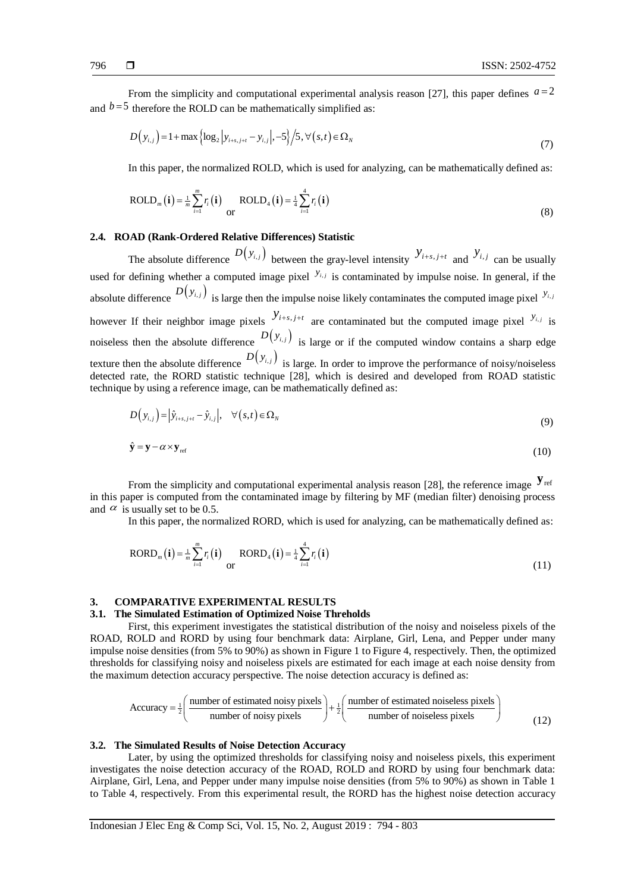From the simplicity and computational experimental analysis reason [27], this paper defines $a=2$ and $b=5$ therefore the ROLD can be mathematically simplified as:

$$D\left(y_{i,j}\right)=1+\max\left\{\log_2\left|y_{i+s,j+t}-y_{i,j}\right|,-5\right\}/5,\forall\left(s,t\right)\in\Omega_N \tag{7}$$

In this paper, the normalized ROLD, which is used for analyzing, can be mathematically defined as:

$$\text{ROLD}_m\left(\mathbf{i}\right)=\tfrac{1}{m}\sum_{i=1}^{m}r_i\left(\mathbf{i}\right) \quad \text{or} \quad \text{ROLD}_4\left(\mathbf{i}\right)=\tfrac{1}{4}\sum_{i=1}^{4}r_i\left(\mathbf{i}\right) \tag{8}$$

### 2.4. ROAD (Rank-Ordered Relative Differences) Statistic

The absolute difference $D\left(y_{i,j}\right)$ between the gray-level intensity $y_{i+s,j+t}$ and $y_{i,j}$ can be usually used for defining whether a computed image pixel $y_{i,j}$ is contaminated by impulse noise. In general, if the absolute difference $D\left(y_{i,j}\right)$ is large then the impulse noise likely contaminates the computed image pixel $y_{i,j}$ however If their neighbor image pixels $y_{i+s,j+t}$ are contaminated but the computed image pixel $y_{i,j}$ is noiseless then the absolute difference $D\left(y_{i,j}\right)$ is large or if the computed window contains a sharp edge texture then the absolute difference $D\left(y_{i,j}\right)$ is large. In order to improve the performance of noisy/noiseless detected rate, the RORD statistic technique [28], which is desired and developed from ROAD statistic technique by using a reference image, can be mathematically defined as:

$$D\left(y_{i,j}\right)=\left|\hat{y}_{i+s,j+t}-\hat{y}_{i,j}\right|, \quad \forall\left(s,t\right)\in\Omega_N \tag{9}$$

$$\hat{\mathbf{y}}=\mathbf{y}-\alpha\times\mathbf{y}_{\text{ref}} \tag{10}$$

From the simplicity and computational experimental analysis reason [28], the reference image $\mathbf{y}_{\text{ref}}$ in this paper is computed from the contaminated image by filtering by MF (median filter) denoising process and $\alpha$ is usually set to be 0.5.

In this paper, the normalized RORD, which is used for analyzing, can be mathematically defined as:

$$\text{RORD}_m\left(\mathbf{i}\right)=\tfrac{1}{m}\sum_{i=1}^{m}r_i\left(\mathbf{i}\right) \quad \text{or} \quad \text{RORD}_4\left(\mathbf{i}\right)=\tfrac{1}{4}\sum_{i=1}^{4}r_i\left(\mathbf{i}\right) \tag{11}$$

## 3. COMPARATIVE EXPERIMENTAL RESULTS

### 3.1. The Simulated Estimation of Optimized Noise Threholds

First, this experiment investigates the statistical distribution of the noisy and noiseless pixels of the ROAD, ROLD and RORD by using four benchmark data: Airplane, Girl, Lena, and Pepper under many impulse noise densities (from 5% to 90%) as shown in Figure 1 to Figure 4, respectively. Then, the optimized thresholds for classifying noisy and noiseless pixels are estimated for each image at each noise density from the maximum detection accuracy perspective. The noise detection accuracy is defined as:

$$\text{Accuracy}=\tfrac{1}{2}\left(\frac{\text{number of estimated noisy pixels}}{\text{number of noisy pixels}}\right)+\tfrac{1}{2}\left(\frac{\text{number of estimated noiseless pixels}}{\text{number of noiseless pixels}}\right) \tag{12}$$

### 3.2. The Simulated Results of Noise Detection Accuracy

Later, by using the optimized thresholds for classifying noisy and noiseless pixels, this experiment investigates the noise detection accuracy of the ROAD, ROLD and RORD by using four benchmark data: Airplane, Girl, Lena, and Pepper under many impulse noise densities (from 5% to 90%) as shown in Table 1 to Table 4, respectively. From this experimental result, the RORD has the highest noise detection accuracy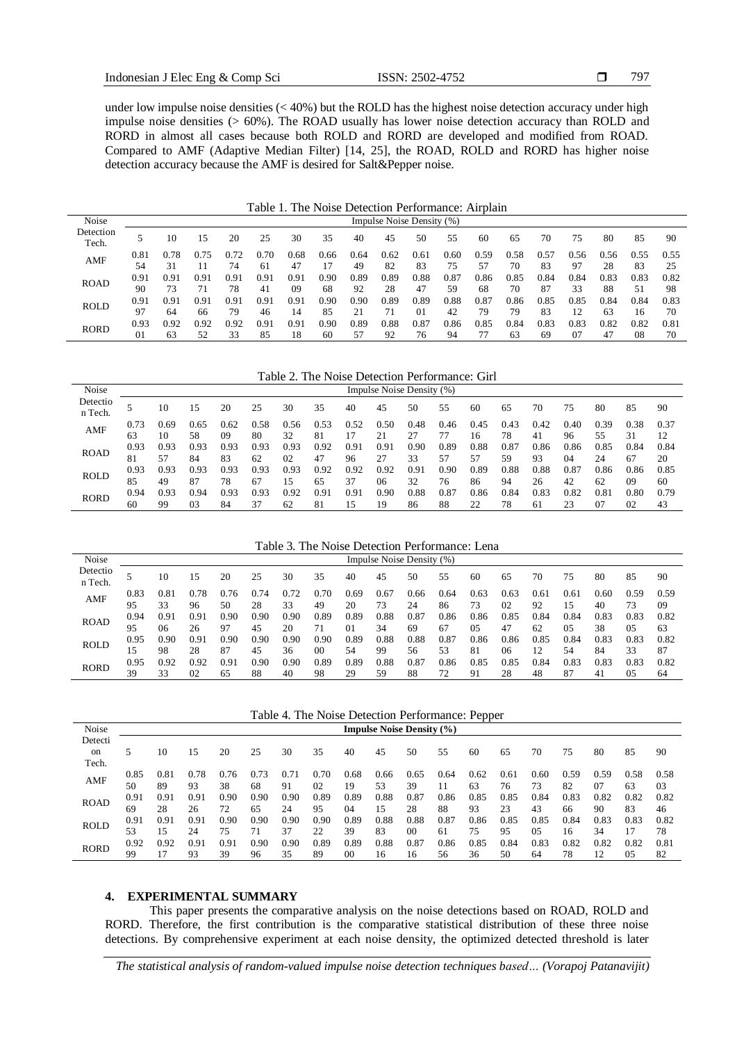under low impulse noise densities (< 40%) but the ROLD has the highest noise detection accuracy under high impulse noise densities (> 60%). The ROAD usually has lower noise detection accuracy than ROLD and RORD in almost all cases because both ROLD and RORD are developed and modified from ROAD. Compared to AMF (Adaptive Median Filter) [14, 25], the ROAD, ROLD and RORD has higher noise detection accuracy because the AMF is desired for Salt&Pepper noise.

Table 1. The Noise Detection Performance: Airplain

| Noise Detection Tech. | Impulse Noise Density (%) | | | | | | | | | | | | | | | | | |
|---|---|---|---|---|---|---|---|---|---|---|---|---|---|---|---|---|---|---|
| | 5 | 10 | 15 | 20 | 25 | 30 | 35 | 40 | 45 | 50 | 55 | 60 | 65 | 70 | 75 | 80 | 85 | 90 |
| AMF | 0.8154 | 0.7831 | 0.7511 | 0.7274 | 0.7061 | 0.6847 | 0.6617 | 0.6449 | 0.6282 | 0.6183 | 0.6075 | 0.5957 | 0.5870 | 0.5783 | 0.5697 | 0.5628 | 0.5583 | 0.5525 |
| ROAD | 0.9190 | 0.9173 | 0.9171 | 0.9178 | 0.9141 | 0.9109 | 0.9068 | 0.8992 | 0.8928 | 0.8847 | 0.8759 | 0.8668 | 0.8570 | 0.8487 | 0.8433 | 0.8388 | 0.8351 | 0.8298 |
| ROLD | 0.9197 | 0.9164 | 0.9166 | 0.9179 | 0.9146 | 0.9114 | 0.9085 | 0.9021 | 0.8971 | 0.8901 | 0.8842 | 0.8779 | 0.8679 | 0.8583 | 0.8512 | 0.8463 | 0.8416 | 0.8370 |
| RORD | 0.9301 | 0.9263 | 0.9252 | 0.9233 | 0.9185 | 0.9118 | 0.9060 | 0.8957 | 0.8892 | 0.8776 | 0.8694 | 0.8577 | 0.8463 | 0.8369 | 0.8307 | 0.8247 | 0.8208 | 0.8170 |

Table 2. The Noise Detection Performance: Girl

| Noise Detection Tech. | Impulse Noise Density (%) | | | | | | | | | | | | | | | | | |
|---|---|---|---|---|---|---|---|---|---|---|---|---|---|---|---|---|---|---|
| | 5 | 10 | 15 | 20 | 25 | 30 | 35 | 40 | 45 | 50 | 55 | 60 | 65 | 70 | 75 | 80 | 85 | 90 |
| AMF | 0.7363 | 0.6910 | 0.6558 | 0.6280 | 0.5832 | 0.5632 | 0.5381 | 0.5217 | 0.5021 | 0.4827 | 0.4677 | 0.4516 | 0.4378 | 0.4241 | 0.4096 | 0.3955 | 0.3831 | 0.3712 |
| ROAD | 0.9381 | 0.9357 | 0.9384 | 0.9383 | 0.9362 | 0.9302 | 0.9247 | 0.9196 | 0.9127 | 0.9033 | 0.8957 | 0.8857 | 0.8759 | 0.8693 | 0.8604 | 0.8524 | 0.8467 | 0.8420 |
| ROLD | 0.9385 | 0.9349 | 0.9387 | 0.9378 | 0.9367 | 0.9315 | 0.9265 | 0.9237 | 0.9206 | 0.9132 | 0.9076 | 0.8986 | 0.8894 | 0.8826 | 0.8742 | 0.8662 | 0.8609 | 0.8560 |
| RORD | 0.9460 | 0.9399 | 0.9403 | 0.9384 | 0.9337 | 0.9262 | 0.9181 | 0.9115 | 0.9019 | 0.8886 | 0.8788 | 0.8622 | 0.8478 | 0.8361 | 0.8223 | 0.8107 | 0.8002 | 0.7943 |

Table 3. The Noise Detection Performance: Lena

| Noise Detection Tech. | Impulse Noise Density (%) | | | | | | | | | | | | | | | | | |
|---|---|---|---|---|---|---|---|---|---|---|---|---|---|---|---|---|---|---|
| | 5 | 10 | 15 | 20 | 25 | 30 | 35 | 40 | 45 | 50 | 55 | 60 | 65 | 70 | 75 | 80 | 85 | 90 |
| AMF | 0.8395 | 0.8133 | 0.7896 | 0.7650 | 0.7428 | 0.7233 | 0.7049 | 0.6920 | 0.6773 | 0.6624 | 0.6486 | 0.6373 | 0.6302 | 0.6192 | 0.6115 | 0.6040 | 0.5973 | 0.5909 |
| ROAD | 0.9495 | 0.9106 | 0.9126 | 0.9097 | 0.9045 | 0.9020 | 0.8971 | 0.8901 | 0.8834 | 0.8769 | 0.8667 | 0.8605 | 0.8547 | 0.8462 | 0.8405 | 0.8338 | 0.8305 | 0.8263 |
| ROLD | 0.9515 | 0.9098 | 0.9128 | 0.9087 | 0.9045 | 0.9036 | 0.9000 | 0.8954 | 0.8899 | 0.8856 | 0.8753 | 0.8681 | 0.8606 | 0.8512 | 0.8454 | 0.8384 | 0.8333 | 0.8287 |
| RORD | 0.9539 | 0.9233 | 0.9202 | 0.9165 | 0.9088 | 0.9040 | 0.8998 | 0.8929 | 0.8859 | 0.8788 | 0.8672 | 0.8591 | 0.8528 | 0.8448 | 0.8387 | 0.8341 | 0.8305 | 0.8264 |

Table 4. The Noise Detection Performance: Pepper

| Noise Detection Tech. | **Impulse Noise Density (%)** | | | | | | | | | | | | | | | | | |
|---|---|---|---|---|---|---|---|---|---|---|---|---|---|---|---|---|---|---|
| | 5 | 10 | 15 | 20 | 25 | 30 | 35 | 40 | 45 | 50 | 55 | 60 | 65 | 70 | 75 | 80 | 85 | 90 |
| AMF | 0.8550 | 0.8189 | 0.7893 | 0.7638 | 0.7368 | 0.7191 | 0.7002 | 0.6819 | 0.6653 | 0.6539 | 0.6411 | 0.6263 | 0.6176 | 0.6073 | 0.5982 | 0.5907 | 0.5863 | 0.5803 |
| ROAD | 0.9169 | 0.9128 | 0.9126 | 0.9072 | 0.9065 | 0.9024 | 0.8995 | 0.8904 | 0.8815 | 0.8728 | 0.8688 | 0.8593 | 0.8523 | 0.8443 | 0.8366 | 0.8290 | 0.8283 | 0.8246 |
| ROLD | 0.9153 | 0.9115 | 0.9124 | 0.9075 | 0.9071 | 0.9037 | 0.9022 | 0.8939 | 0.8883 | 0.8800 | 0.8761 | 0.8675 | 0.8595 | 0.8505 | 0.8416 | 0.8334 | 0.8317 | 0.8278 |
| RORD | 0.9299 | 0.9217 | 0.9193 | 0.9139 | 0.9096 | 0.9035 | 0.8989 | 0.8900 | 0.8816 | 0.8716 | 0.8656 | 0.8536 | 0.8450 | 0.8364 | 0.8278 | 0.8212 | 0.8205 | 0.8182 |

## 4. EXPERIMENTAL SUMMARY

This paper presents the comparative analysis on the noise detections based on ROAD, ROLD and RORD. Therefore, the first contribution is the comparative statistical distribution of these three noise detections. By comprehensive experiment at each noise density, the optimized detected threshold is later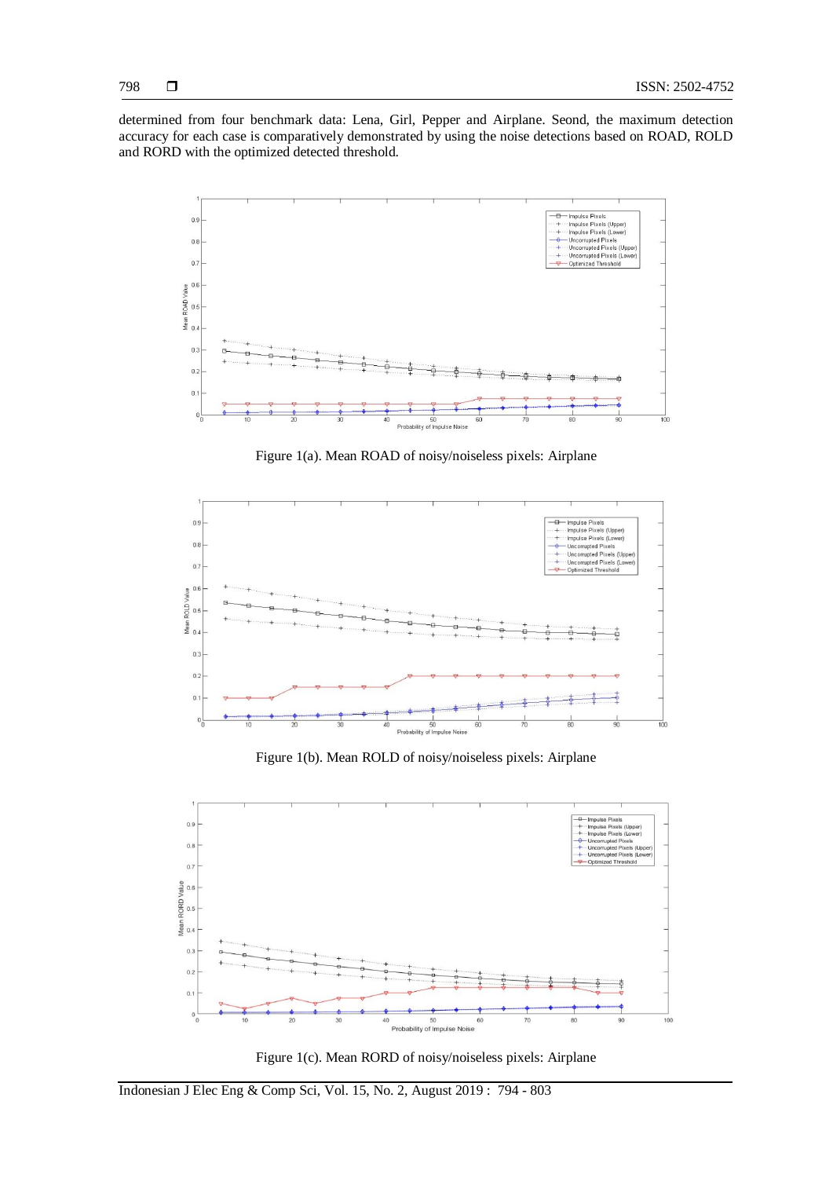determined from four benchmark data: Lena, Girl, Pepper and Airplane. Seond, the maximum detection accuracy for each case is comparatively demonstrated by using the noise detections based on ROAD, ROLD and RORD with the optimized detected threshold.

Figure 1(a). Mean ROAD of noisy/noiseless pixels: Airplane

Figure 1(b). Mean ROLD of noisy/noiseless pixels: Airplane

Figure 1(c). Mean RORD of noisy/noiseless pixels: Airplane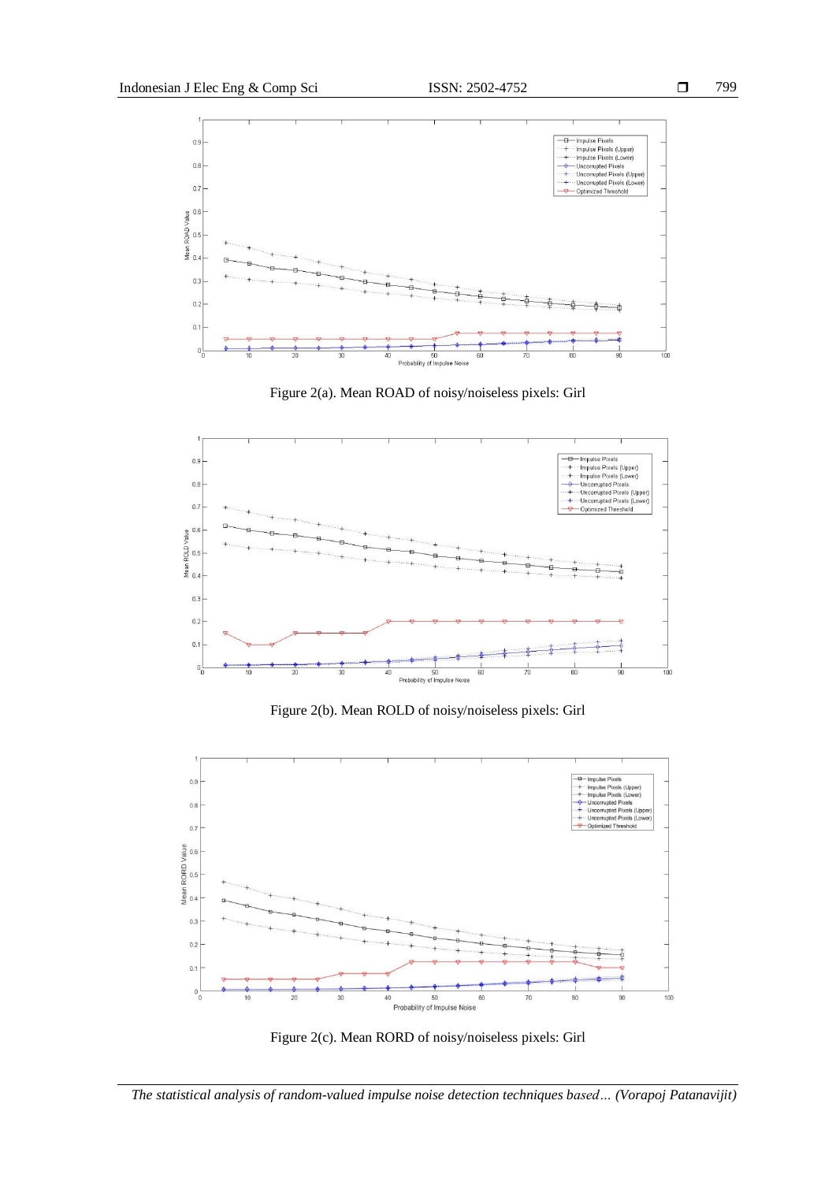Figure 2(a). Mean ROAD of noisy/noiseless pixels: Girl

Figure 2(b). Mean ROLD of noisy/noiseless pixels: Girl

Figure 2(c). Mean RORD of noisy/noiseless pixels: Girl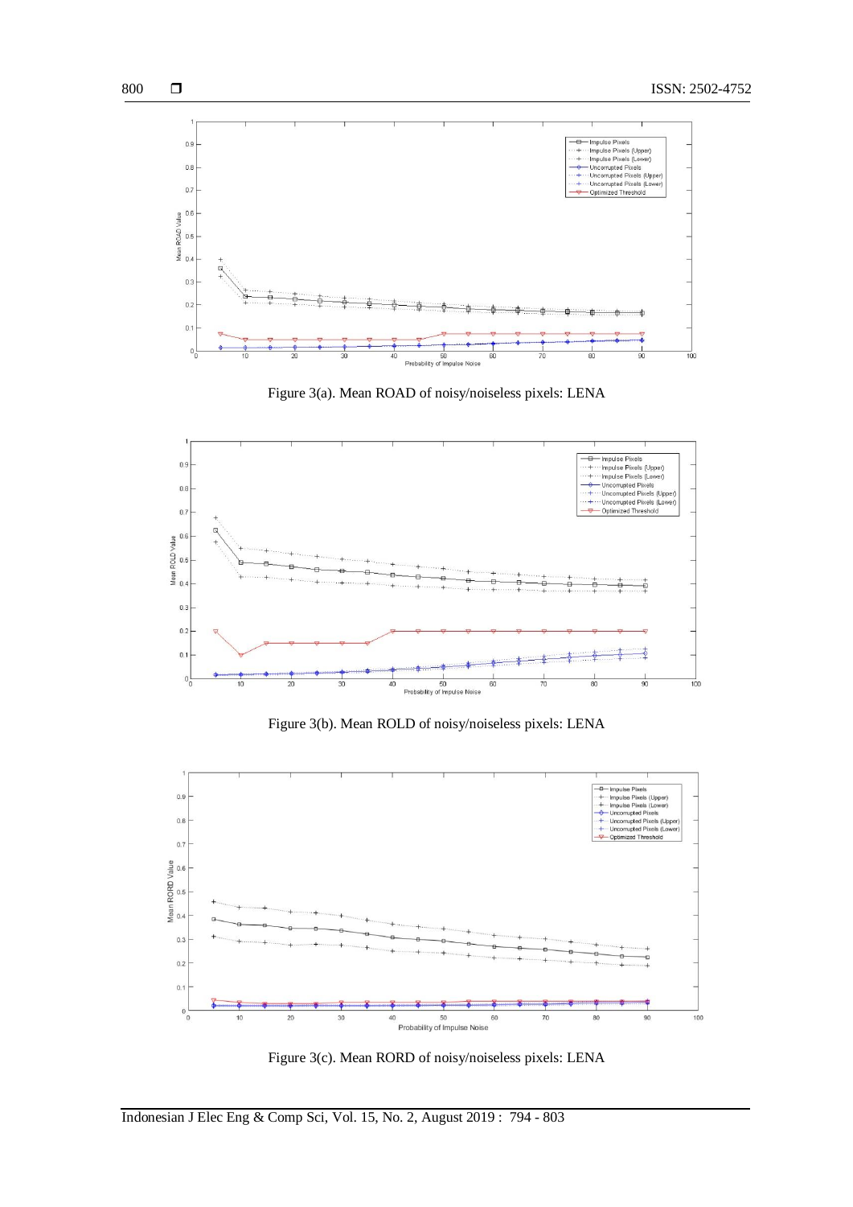Figure 3(a). Mean ROAD of noisy/noiseless pixels: LENA

Figure 3(b). Mean ROLD of noisy/noiseless pixels: LENA

Figure 3(c). Mean RORD of noisy/noiseless pixels: LENA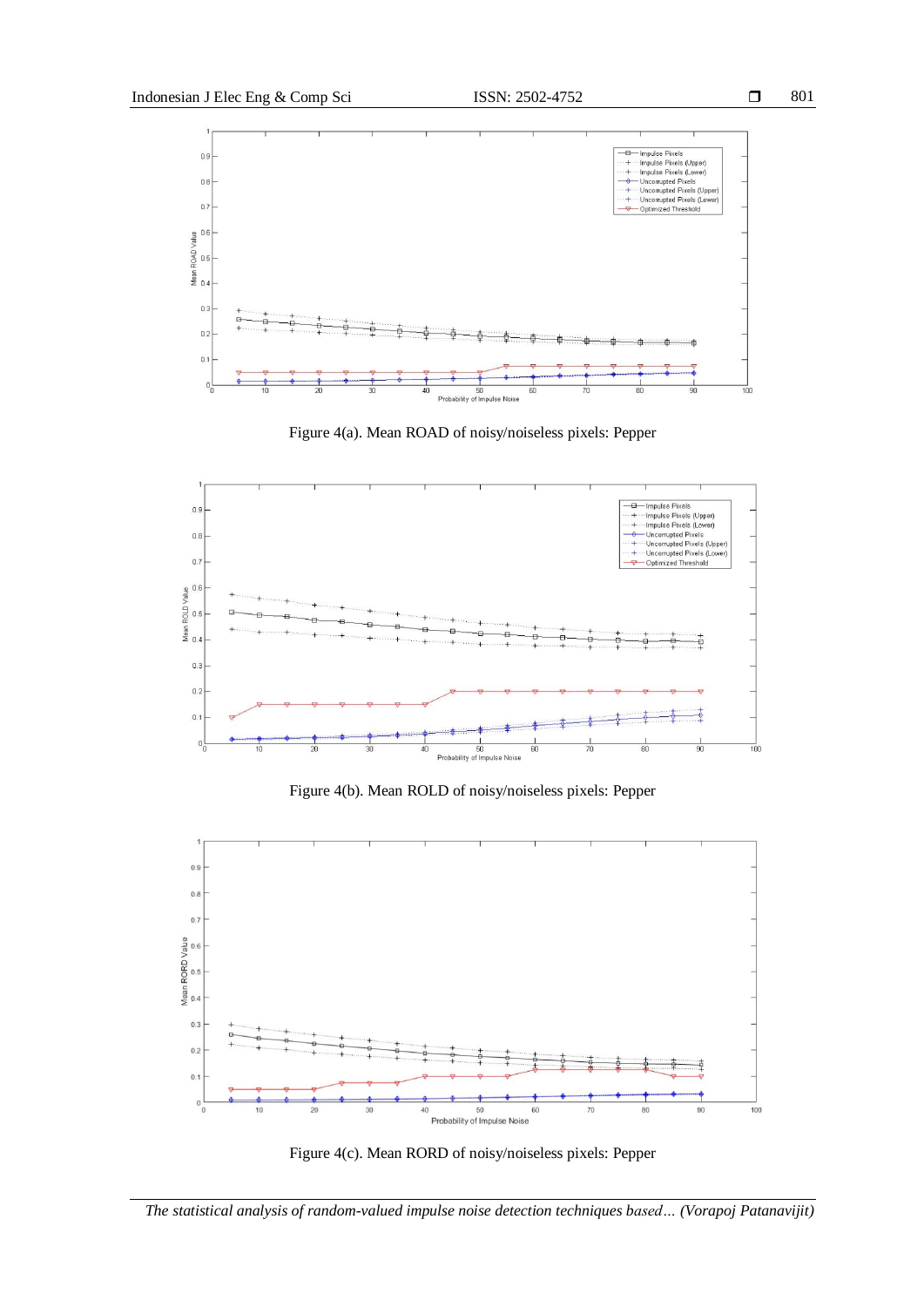Figure 4(a). Mean ROAD of noisy/noiseless pixels: Pepper

Figure 4(b). Mean ROLD of noisy/noiseless pixels: Pepper

Figure 4(c). Mean RORD of noisy/noiseless pixels: Pepper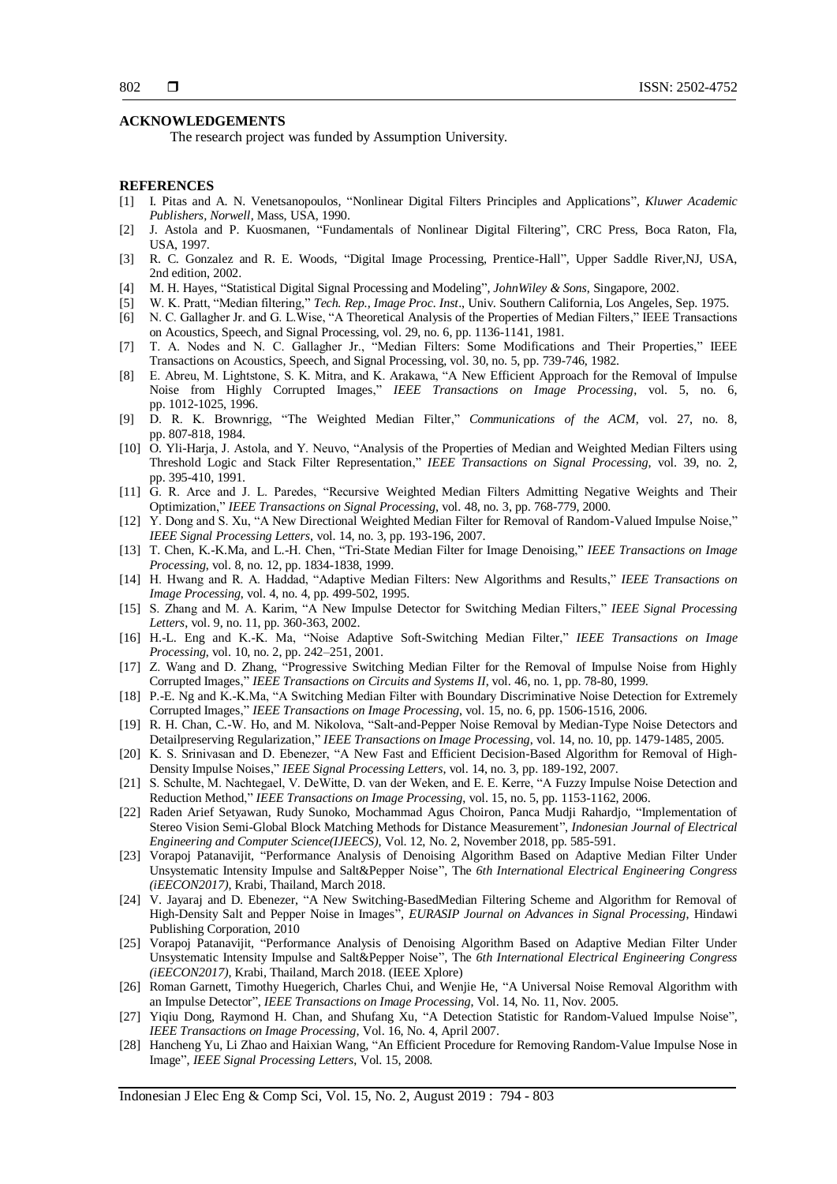## ACKNOWLEDGEMENTS

The research project was funded by Assumption University.

## REFERENCES

[1] I. Pitas and A. N. Venetsanopoulos, "Nonlinear Digital Filters Principles and Applications", *Kluwer Academic Publishers, Norwell*, Mass, USA, 1990.

[2] J. Astola and P. Kuosmanen, "Fundamentals of Nonlinear Digital Filtering", CRC Press, Boca Raton, Fla, USA, 1997.

[3] R. C. Gonzalez and R. E. Woods, "Digital Image Processing, Prentice-Hall", Upper Saddle River,NJ, USA, 2nd edition, 2002.

[4] M. H. Hayes, "Statistical Digital Signal Processing and Modeling", *JohnWiley & Sons*, Singapore, 2002.

[5] W. K. Pratt, "Median filtering," *Tech. Rep., Image Proc. Inst*., Univ. Southern California, Los Angeles, Sep. 1975.

[6] N. C. Gallagher Jr. and G. L.Wise, "A Theoretical Analysis of the Properties of Median Filters," IEEE Transactions on Acoustics, Speech, and Signal Processing, vol. 29, no. 6, pp. 1136-1141, 1981.

[7] T. A. Nodes and N. C. Gallagher Jr., "Median Filters: Some Modifications and Their Properties," IEEE Transactions on Acoustics, Speech, and Signal Processing, vol. 30, no. 5, pp. 739-746, 1982.

[8] E. Abreu, M. Lightstone, S. K. Mitra, and K. Arakawa, "A New Efficient Approach for the Removal of Impulse Noise from Highly Corrupted Images," *IEEE Transactions on Image Processing*, vol. 5, no. 6, pp. 1012-1025, 1996.

[9] D. R. K. Brownrigg, "The Weighted Median Filter," *Communications of the ACM*, vol. 27, no. 8, pp. 807-818, 1984.

[10] O. Yli-Harja, J. Astola, and Y. Neuvo, "Analysis of the Properties of Median and Weighted Median Filters using Threshold Logic and Stack Filter Representation," *IEEE Transactions on Signal Processing,* vol. 39, no. 2, pp. 395-410, 1991.

[11] G. R. Arce and J. L. Paredes, "Recursive Weighted Median Filters Admitting Negative Weights and Their Optimization," *IEEE Transactions on Signal Processing*, vol. 48, no. 3, pp. 768-779, 2000.

[12] Y. Dong and S. Xu, "A New Directional Weighted Median Filter for Removal of Random-Valued Impulse Noise," *IEEE Signal Processing Letters*, vol. 14, no. 3, pp. 193-196, 2007.

[13] T. Chen, K.-K.Ma, and L.-H. Chen, "Tri-State Median Filter for Image Denoising," *IEEE Transactions on Image Processing*, vol. 8, no. 12, pp. 1834-1838, 1999.

[14] H. Hwang and R. A. Haddad, "Adaptive Median Filters: New Algorithms and Results," *IEEE Transactions on Image Processing*, vol. 4, no. 4, pp. 499-502, 1995.

[15] S. Zhang and M. A. Karim, "A New Impulse Detector for Switching Median Filters," *IEEE Signal Processing Letters*, vol. 9, no. 11, pp. 360-363, 2002.

[16] H.-L. Eng and K.-K. Ma, "Noise Adaptive Soft-Switching Median Filter," *IEEE Transactions on Image Processing*, vol. 10, no. 2, pp. 242–251, 2001.

[17] Z. Wang and D. Zhang, "Progressive Switching Median Filter for the Removal of Impulse Noise from Highly Corrupted Images," *IEEE Transactions on Circuits and Systems II*, vol. 46, no. 1, pp. 78-80, 1999.

[18] P.-E. Ng and K.-K.Ma, "A Switching Median Filter with Boundary Discriminative Noise Detection for Extremely Corrupted Images," *IEEE Transactions on Image Processing*, vol. 15, no. 6, pp. 1506-1516, 2006.

[19] R. H. Chan, C.-W. Ho, and M. Nikolova, "Salt-and-Pepper Noise Removal by Median-Type Noise Detectors and Detailpreserving Regularization," *IEEE Transactions on Image Processing*, vol. 14, no. 10, pp. 1479-1485, 2005.

[20] K. S. Srinivasan and D. Ebenezer, "A New Fast and Efficient Decision-Based Algorithm for Removal of High-Density Impulse Noises," *IEEE Signal Processing Letters*, vol. 14, no. 3, pp. 189-192, 2007.

[21] S. Schulte, M. Nachtegael, V. DeWitte, D. van der Weken, and E. E. Kerre, "A Fuzzy Impulse Noise Detection and Reduction Method," *IEEE Transactions on Image Processing*, vol. 15, no. 5, pp. 1153-1162, 2006.

[22] Raden Arief Setyawan, Rudy Sunoko, Mochammad Agus Choiron, Panca Mudji Rahardjo, "Implementation of Stereo Vision Semi-Global Block Matching Methods for Distance Measurement", *Indonesian Journal of Electrical Engineering and Computer Science(IJEECS)*, Vol. 12, No. 2, November 2018, pp. 585-591.

[23] Vorapoj Patanavijit, "Performance Analysis of Denoising Algorithm Based on Adaptive Median Filter Under Unsystematic Intensity Impulse and Salt&Pepper Noise", The *6th International Electrical Engineering Congress (iEECON2017)*, Krabi, Thailand, March 2018.

[24] V. Jayaraj and D. Ebenezer, "A New Switching-BasedMedian Filtering Scheme and Algorithm for Removal of High-Density Salt and Pepper Noise in Images", *EURASIP Journal on Advances in Signal Processing*, Hindawi Publishing Corporation, 2010

[25] Vorapoj Patanavijit, "Performance Analysis of Denoising Algorithm Based on Adaptive Median Filter Under Unsystematic Intensity Impulse and Salt&Pepper Noise", The *6th International Electrical Engineering Congress (iEECON2017)*, Krabi, Thailand, March 2018. (IEEE Xplore)

[26] Roman Garnett, Timothy Huegerich, Charles Chui, and Wenjie He, "A Universal Noise Removal Algorithm with an Impulse Detector", *IEEE Transactions on Image Processing*, Vol. 14, No. 11, Nov. 2005.

[27] Yiqiu Dong, Raymond H. Chan, and Shufang Xu, "A Detection Statistic for Random-Valued Impulse Noise", *IEEE Transactions on Image Processing*, Vol. 16, No. 4, April 2007.

[28] Hancheng Yu, Li Zhao and Haixian Wang, "An Efficient Procedure for Removing Random-Value Impulse Nose in Image", *IEEE Signal Processing Letters*, Vol. 15, 2008.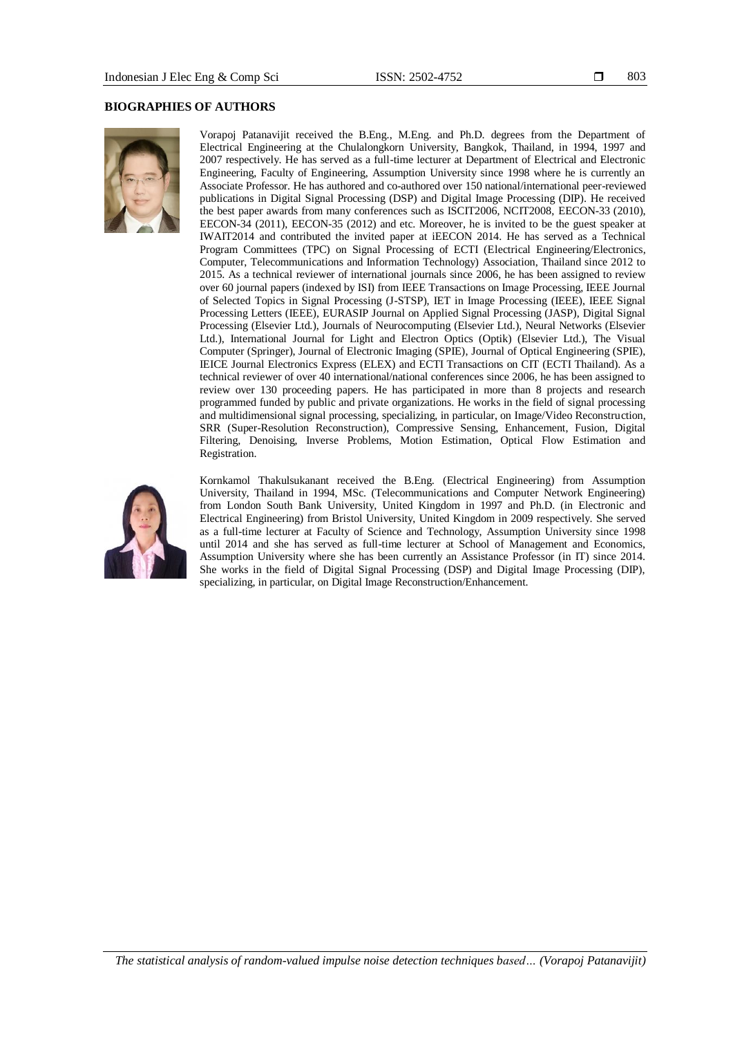**BIOGRAPHIES OF AUTHORS**

Vorapoj Patanavijit received the B.Eng., M.Eng. and Ph.D. degrees from the Department of Electrical Engineering at the Chulalongkorn University, Bangkok, Thailand, in 1994, 1997 and 2007 respectively. He has served as a full-time lecturer at Department of Electrical and Electronic Engineering, Faculty of Engineering, Assumption University since 1998 where he is currently an Associate Professor. He has authored and co-authored over 150 national/international peer-reviewed publications in Digital Signal Processing (DSP) and Digital Image Processing (DIP). He received the best paper awards from many conferences such as ISCIT2006, NCIT2008, EECON-33 (2010), EECON-34 (2011), EECON-35 (2012) and etc. Moreover, he is invited to be the guest speaker at IWAIT2014 and contributed the invited paper at iEECON 2014. He has served as a Technical Program Committees (TPC) on Signal Processing of ECTI (Electrical Engineering/Electronics, Computer, Telecommunications and Information Technology) Association, Thailand since 2012 to 2015. As a technical reviewer of international journals since 2006, he has been assigned to review over 60 journal papers (indexed by ISI) from IEEE Transactions on Image Processing, IEEE Journal of Selected Topics in Signal Processing (J-STSP), IET in Image Processing (IEEE), IEEE Signal Processing Letters (IEEE), EURASIP Journal on Applied Signal Processing (JASP), Digital Signal Processing (Elsevier Ltd.), Journals of Neurocomputing (Elsevier Ltd.), Neural Networks (Elsevier Ltd.), International Journal for Light and Electron Optics (Optik) (Elsevier Ltd.), The Visual Computer (Springer), Journal of Electronic Imaging (SPIE), Journal of Optical Engineering (SPIE), IEICE Journal Electronics Express (ELEX) and ECTI Transactions on CIT (ECTI Thailand). As a technical reviewer of over 40 international/national conferences since 2006, he has been assigned to review over 130 proceeding papers. He has participated in more than 8 projects and research programmed funded by public and private organizations. He works in the field of signal processing and multidimensional signal processing, specializing, in particular, on Image/Video Reconstruction, SRR (Super-Resolution Reconstruction), Compressive Sensing, Enhancement, Fusion, Digital Filtering, Denoising, Inverse Problems, Motion Estimation, Optical Flow Estimation and Registration.

Kornkamol Thakulsukanant received the B.Eng. (Electrical Engineering) from Assumption University, Thailand in 1994, MSc. (Telecommunications and Computer Network Engineering) from London South Bank University, United Kingdom in 1997 and Ph.D. (in Electronic and Electrical Engineering) from Bristol University, United Kingdom in 2009 respectively. She served as a full-time lecturer at Faculty of Science and Technology, Assumption University since 1998 until 2014 and she has served as full-time lecturer at School of Management and Economics, Assumption University where she has been currently an Assistance Professor (in IT) since 2014. She works in the field of Digital Signal Processing (DSP) and Digital Image Processing (DIP), specializing, in particular, on Digital Image Reconstruction/Enhancement.